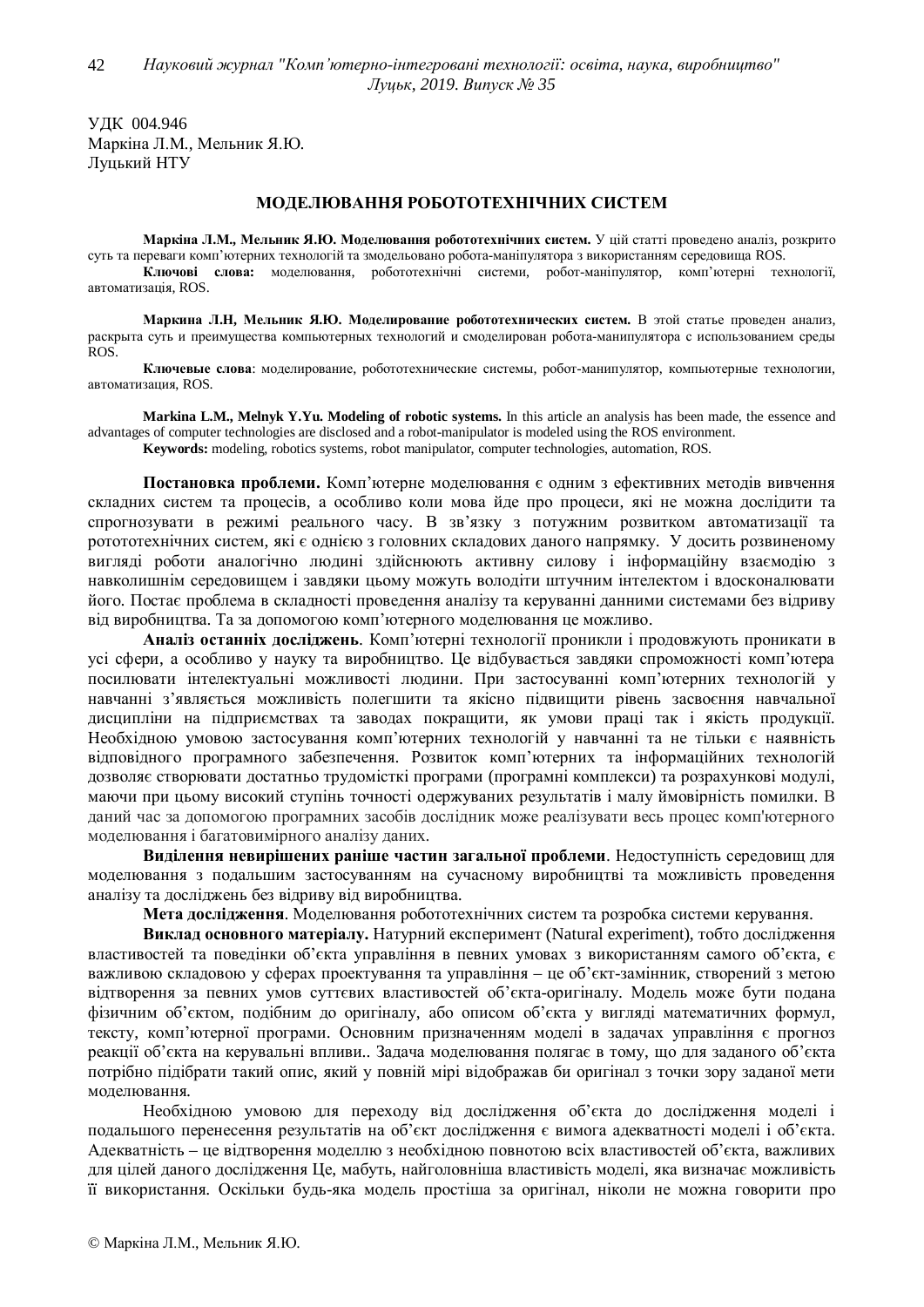УДК 004.946
Маркіна Л.М., Мельник Я.Ю.
Луцький НТУ

# МОДЕЛЮВАННЯ РОБОТОТЕХНІЧНИХ СИСТЕМ

**Маркіна Л.М., Мельник Я.Ю. Моделювання робототехнічних систем.** У цій статті проведено аналіз, розкрито суть та переваги комп'ютерних технологій та змодельовано робота-маніпулятора з використанням середовища ROS.

**Ключові слова:** моделювання, робототехнічні системи, робот-маніпулятор, комп'ютерні технології, автоматизація, ROS.

**Маркина Л.Н, Мельник Я.Ю. Моделирование робототехнических систем.** В этой статье проведен анализ, раскрыта суть и преимущества компьютерных технологий и смоделирован робота-манипулятора с использованием среды ROS.

**Ключевые слова**: моделирование, робототехнические системы, робот-манипулятор, компьютерные технологии, автоматизация, ROS.

**Markina L.M., Melnyk Y.Yu. Modeling of robotic systems.** In this article an analysis has been made, the essence and advantages of computer technologies are disclosed and a robot-manipulator is modeled using the ROS environment.

**Keywords:** modeling, robotics systems, robot manipulator, computer technologies, automation, ROS.

**Постановка проблеми.** Комп'ютерне моделювання є одним з ефективних методів вивчення складних систем та процесів, а особливо коли мова йде про процеси, які не можна дослідити та спрогнозувати в режимі реального часу. В зв'язку з потужним розвитком автоматизації та рототехнічних систем, які є однією з головних складових даного напрямку. У досить розвиненому вигляді роботи аналогічно людині здійснюють активну силову і інформаційну взаємодію з навколишнім середовищем і завдяки цьому можуть володіти штучним інтелектом і вдосконалювати його. Постає проблема в складності проведення аналізу та керуванні данними системами без відриву від виробництва. Та за допомогою комп'ютерного моделювання це можливо.

**Аналіз останніх досліджень.** Комп'ютерні технології проникли і продовжують проникати в усі сфери, а особливо у науку та виробництво. Це відбувається завдяки спроможності комп'ютера посилювати інтелектуальні можливості людини. При застосуванні комп'ютерних технологій у навчанні з'являється можливість полегшити та якісно підвищити рівень засвоєння навчальної дисципліни на підприємствах та заводах покращити, як умови праці так і якість продукції. Необхідною умовою застосування комп'ютерних технологій у навчанні та не тільки є наявність відповідного програмного забезпечення. Розвиток комп'ютерних та інформаційних технологій дозволяє створювати достатньо трудомісткі програми (програмні комплекси) та розрахункові модулі, маючи при цьому високий ступінь точності одержуваних результатів і малу ймовірність помилки. В даний час за допомогою програмних засобів дослідник може реалізувати весь процес комп'ютерного моделювання і багатовимірного аналізу даних.

**Виділення невирішених раніше частин загальної проблеми**. Недоступність середовищ для моделювання з подальшим застосуванням на сучасному виробництві та можливість проведення аналізу та досліджень без відриву від виробництва.

**Мета дослідження**. Моделювання робототехнічних систем та розробка системи керування.

**Виклад основного матеріалу.** Натурний експеримент (Natural experiment), тобто дослідження властивостей та поведінки об'єкта управління в певних умовах з використанням самого об'єкта, є важливою складовою у сферах проектування та управління – це об'єкт-замінник, створений з метою відтворення за певних умов суттєвих властивостей об'єкта-оригіналу. Модель може бути подана фізичним об'єктом, подібним до оригіналу, або описом об'єкта у вигляді математичних формул, тексту, комп'ютерної програми. Основним призначенням моделі в задачах управління є прогноз реакції об'єкта на керувальні впливи.. Задача моделювання полягає в тому, що для заданого об'єкта потрібно підібрати такий опис, який у повній мірі відображав би оригінал з точки зору заданої мети моделювання.

Необхідною умовою для переходу від дослідження об'єкта до дослідження моделі і подальшого перенесення результатів на об'єкт дослідження є вимога адекватності моделі і об'єкта. Адекватність – це відтворення моделлю з необхідною повнотою всіх властивостей об'єкта, важливих для цілей даного дослідження Це, мабуть, найголовніша властивість моделі, яка визначає можливість її використання. Оскільки будь-яка модель простіша за оригінал, ніколи не можна говорити про

© Маркіна Л.М., Мельник Я.Ю.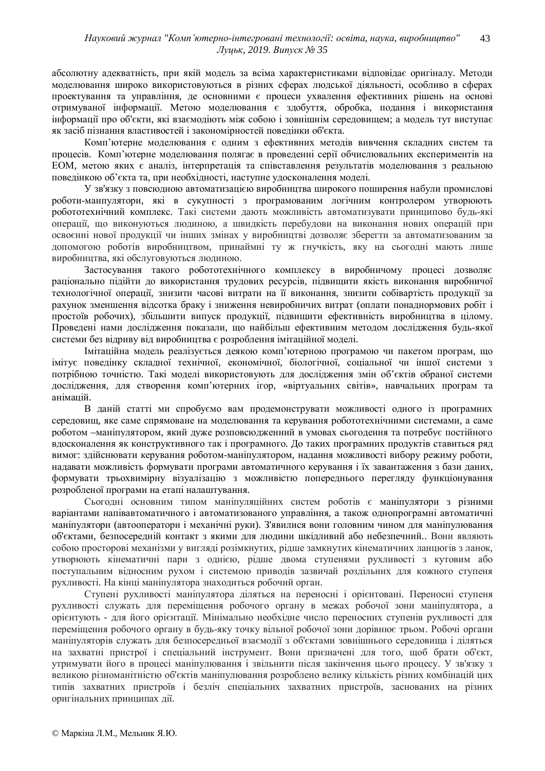абсолютну адекватність, при якій модель за всіма характеристиками відповідає оригіналу. Методи моделювання широко використовуються в різних сферах людської діяльності, особливо в сферах проектування та управління, де основними є процеси ухвалення ефективних рішень на основі отримуваної інформації. Метою моделювання є здобуття, обробка, подання і використання інформації про об'єкти, які взаємодіють між собою і зовнішнім середовищем; а модель тут виступає як засіб пізнання властивостей і закономірностей поведінки об'єкта.

Комп’ютерне моделювання є одним з ефективних методів вивчення складних систем та процесів. Комп’ютерне моделювання полягає в проведенні серії обчислювальних експериментів на ЕОМ, метою яких є аналіз, інтерпретація та співставлення результатів моделювання з реальною поведінкою об’єкта та, при необхідності, наступне удосконалення моделі.

У зв'язку з повсюдною автоматизацією виробництва широкого поширення набули промислові роботи-манпулятори, які в сукупності з програмованим логічним контролером утворюють робототехнічний комплекс. Такі системи дають можливість автоматизувати принципово будь-які операції, що виконуються людиною, а швидкість перебудови на виконання нових операцій при освоєнні нової продукції чи інших змінах у виробництві дозволяє зберегти за автоматизованим за допомогою роботів виробництвом, принаймні ту ж гнучкість, яку на сьогодні мають лише виробництва, які обслуговуються людиною.

Застосування такого робототехнічного комплексу в виробничому процесі дозволяє раціонально підійти до використання трудових ресурсів, підвищити якість виконання виробничої технологічної операції, знизити часові витрати на її виконання, знизити собівартість продукції за рахунок зменшення відсотка браку і зниження невиробничих витрат (оплати понаднормових робіт і простоїв робочих), збільшити випуск продукції, підвищити ефективність виробництва в цілому. Проведені нами дослідження показали, що найбільш ефективним методом дослідження будь-якої системи без відриву від виробництва є розроблення імітаційної моделі.

Імітаційна модель реалізується деякою комп’ютерною програмою чи пакетом програм, що імітує поведінку складної технічної, економічної, біологічної, соціальної чи іншої системи з потрібною точністю. Такі моделі використовують для дослідження змін об’єктів обраної системи дослідження, для створення комп’ютерних ігор, «віртуальних світів», навчальних програм та анімацій.

В даній статті ми спробуємо вам продемонструвати можливості одного із програмних середовищ, яке саме спрямоване на моделювання та керування робототехнічними системами, а саме роботом –маніпулятором, який дуже розповсюдженний в умовах сьогодення та потребує постійного вдосконалення як конструктивного так і програмного. До таких програмних продуктів ставиться ряд вимог: здійснювати керування роботом-маніпулятором, надання можливості вибору режиму роботи, надавати можливість формувати програми автоматичного керування і їх завантаження з бази даних, формувати трьохвимірну візуалізацію з можливістю попереднього перегляду функціонування розробленої програми на етапі налаштування.

Сьогодні основним типом маніпуляційних систем роботів є маніпулятори з різними варіантами напівавтоматичного і автоматизованого управління, а також однопрограмні автоматичні маніпулятори (автооператори і механічні руки). З'явилися вони головним чином для маніпулювання об'єктами, безпосередній контакт з якими для людини шкідливий або небезпечний.. Вони являють собою просторові механізми у вигляді розімкнутих, рідше замкнутих кінематичних ланцюгів з ланок, утворюють кінематичні пари з однією, рідше двома ступенями рухливості з кутовим або поступальним відносним рухом і системою приводів зазвичай роздільних для кожного ступеня рухливості. На кінці маніпулятора знаходиться робочий орган.

Ступені рухливості маніпулятора діляться на переносні і орієнтовані. Переносні ступеня рухливості служать для переміщення робочого органу в межах робочої зони маніпулятора, а орієнтують - для його орієнтації. Мінімально необхідне число переносних ступенів рухливості для переміщення робочого органу в будь-яку точку вільної робочої зони дорівнює трьом. Робочі органи маніпуляторів служать для безпосередньої взаємодії з об'єктами зовнішнього середовища і діляться на захватні пристрої і спеціальний інструмент. Вони призначені для того, щоб брати об'єкт, утримувати його в процесі маніпулювання і звільнити після закінчення цього процесу. У зв'язку з великою різноманітністю об'єктів маніпулювання розроблено велику кількість різних комбінацій цих типів захватних пристроїв і безліч спеціальних захватних пристроїв, заснованих на різних оригінальних принципах дії.

© Маркіна Л.М., Мельник Я.Ю.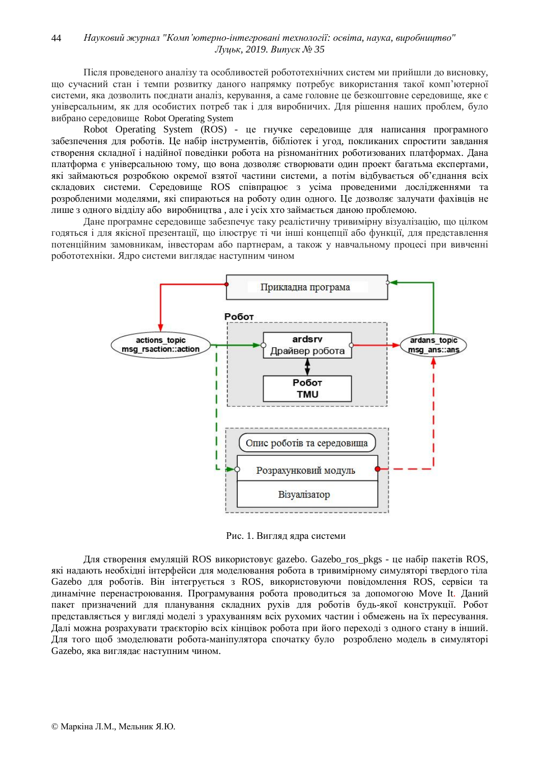Після проведеного аналізу та особливостей робототехнічних систем ми прийшли до висновку, що сучасний стан і темпи розвитку даного напрямку потребує використання такої комп'ютерної системи, яка дозволить поєднати аналіз, керування, а саме головне це безкоштовне середовище, яке є універсальним, як для особистих потреб так і для виробничих. Для рішення наших проблем, було вибрано середовище Robot Operating System

Robot Operating System (ROS) - це гнучке середовище для написання програмного забезпечення для роботів. Це набір інструментів, бібліотек і угод, покликаних спростити завдання створення складної і надійної поведінки робота на різноманітних роботизованих платформах. Дана платформа є універсальною тому, що вона дозволяє створювати один проект багатьма експертами, які займаються розробкою окремої взятої частини системи, а потім відбувається об'єднання всіх складових системи. Середовище ROS співпрацює з усіма проведеними дослідженнями та розробленими моделями, які спираються на роботу один одного. Це дозволяє залучати фахівців не лише з одного відділу або виробництва , але і усіх хто займається даною проблемою.

Дане програмне середовище забезпечує таку реалістичну тривимірну візуалізацію, що цілком годяться і для якісної презентації, що ілюструє ті чи інші концепції або функції, для представлення потенційним замовникам, інвесторам або партнерам, а також у навчальному процесі при вивченні робототехніки. Ядро системи виглядає наступним чином

Прикладна програма

Робот

actions_topic
msg_rsaction::action

ardsrv
Драйвер робота

Робот
TMU

ardans_topic
msg_ans::ans

Опис роботів та середовища

Розрахунковий модуль

Візуалізатор

Рис. 1. Вигляд ядра системи

Для створення емуляції ROS використовує gazebo. Gazebo_ros_pkgs - це набір пакетів ROS, які надають необхідні інтерфейси для моделювання робота в тривимірному симуляторі твердого тіла Gazebo для роботів. Він інтегрується з ROS, використовуючи повідомлення ROS, сервіси та динамічне перенастроювання. Програмування робота проводиться за допомогою Move It. Даний пакет призначений для планування складних рухів для роботів будь-якої конструкції. Робот представляється у вигляді моделі з урахуванням всіх рухомих частин і обмежень на їх пересування. Далі можна розрахувати траєкторію всіх кінцівок робота при його переході з одного стану в інший. Для того щоб змоделювати робота-маніпулятора спочатку було розроблено модель в симуляторі Gazebo, яка виглядає наступним чином.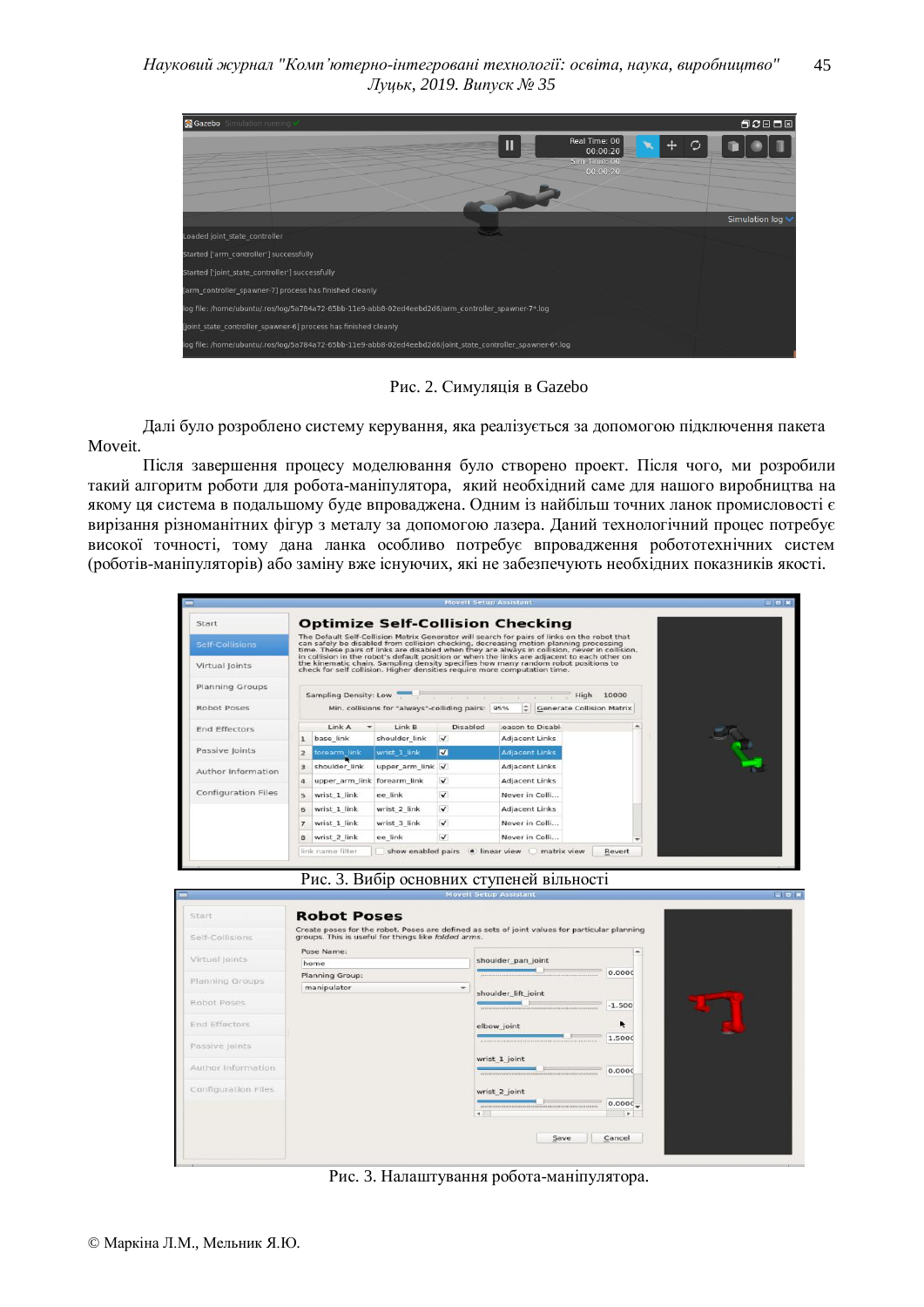Рис. 2. Симуляція в Gazebo

Далі було розроблено систему керування, яка реалізується за допомогою підключення пакета Moveit.

Після завершення процесу моделювання було створено проект. Після чого, ми розробили такий алгоритм роботи для робота-маніпулятора, який необхідний саме для нашого виробництва на якому ця система в подальшому буде впроваджена. Одним із найбільш точних ланок промисловості є вирізання різноманітних фігур з металу за допомогою лазера. Даний технологічний процес потребує високої точності, тому дана ланка особливо потребує впровадження робототехнічних систем (роботів-маніпуляторів) або заміну вже існуючих, які не забезпечують необхідних показників якості.

Рис. 3. Вибір основних ступеней вільності

Рис. 3. Налаштування робота-маніпулятора.

© Маркіна Л.М., Мельник Я.Ю.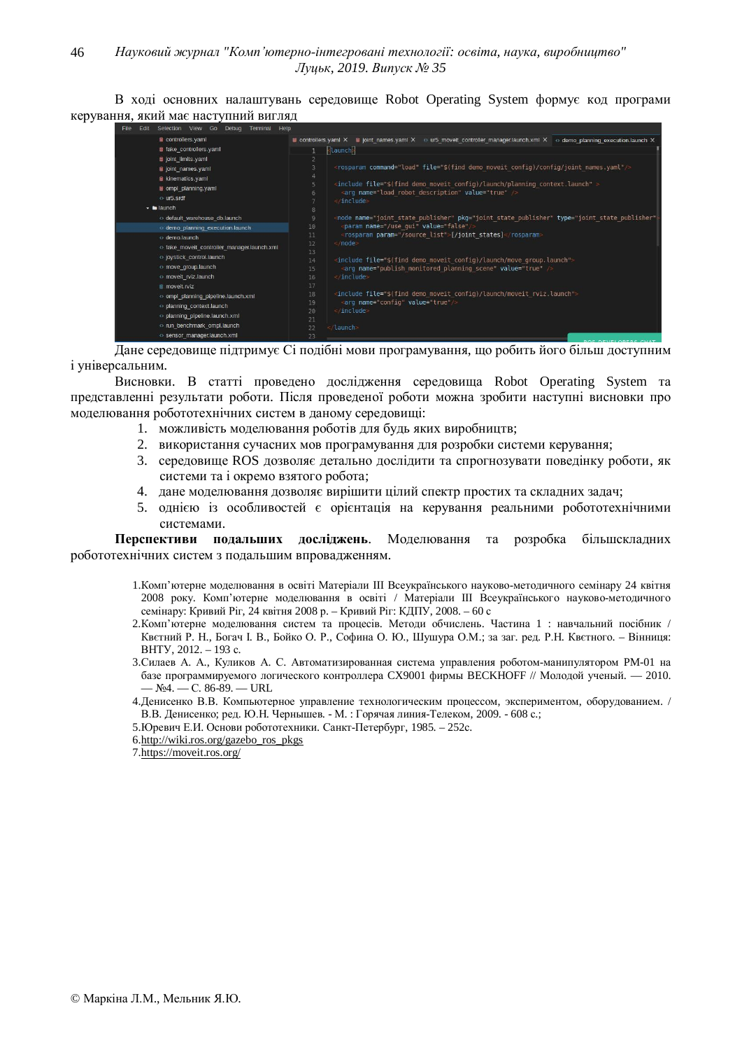В ході основних налаштувань середовище Robot Operating System формує код програми керування, який має наступний вигляд

```
<launch>

  <rosparam command="load" file="$(find demo_moveit_config)/config/joint_names.yaml"/>

  <include file="$(find demo_moveit_config)/launch/planning_context.launch" >
    <arg name="load_robot_description" value="true" />
  </include>

  <node name="joint_state_publisher" pkg="joint_state_publisher" type="joint_state_publisher">
    <param name="/use_gui" value="false"/>
    <rosparam param="/source_list">[/joint_states]</rosparam>
  </node>

  <include file="$(find demo_moveit_config)/launch/move_group.launch">
    <arg name="publish_monitored_planning_scene" value="true" />
  </include>

  <include file="$(find demo_moveit_config)/launch/moveit_rviz.launch">
    <arg name="config" value="true"/>
  </include>

</launch>
```

Дане середовище підтримує Сі подібні мови програмування, що робить його більш доступним і універсальним.

Висновки. В статті проведено дослідження середовища Robot Operating System та представленні результати роботи. Після проведеної роботи можна зробити наступні висновки про моделювання робототехнічних систем в даному середовищі:

1. можливість моделювання роботів для будь яких виробництв;
2. використання сучасних мов програмування для розробки системи керування;
3. середовище ROS дозволяє детально дослідити та спрогнозувати поведінку роботи, як системи та і окремо взятого робота;
4. дане моделювання дозволяє вирішити цілий спектр простих та складних задач;
5. однією із особливостей є орієнтація на керування реальними робототехнічними системами.

**Перспективи подальших досліджень**. Моделювання та розробка більшскладних робототехнічних систем з подальшим впровадженням.

1. Комп'ютерне моделювання в освіті Матеріали III Всеукраїнського науково-методичного семінару 24 квітня 2008 року. Комп'ютерне моделювання в освіті / Матеріали III Всеукраїнського науково-методичного семінару: Кривий Ріг, 24 квітня 2008 р. – Кривий Ріг: КДПУ, 2008. – 60 с
2. Комп'ютерне моделювання систем та процесів. Методи обчислень. Частина 1 : навчальний посібник / Квєтний Р. Н., Богач І. В., Бойко О. Р., Софина О. Ю., Шушура О.М.; за заг. ред. Р.Н. Квєтного. – Вінниця: ВНТУ, 2012. – 193 с.
3. Силаев А. А., Куликов А. С. Автоматизированная система управления роботом-манипулятором РМ-01 на базе программируемого логического контроллера CX9001 фирмы BECKHOFF // Молодой ученый. — 2010. — №4. — С. 86-89. — URL
4. Денисенко В.В. Компьютерное управление технологическим процессом, экспериментом, оборудованием. / В.В. Денисенко; ред. Ю.Н. Чернышев. - М. : Горячая линия-Телеком, 2009. - 608 с.;
5. Юревич Е.И. Основи робототехники. Санкт-Петербург, 1985. – 252с.
6. http://wiki.ros.org/gazebo_ros_pkgs
7. https://moveit.ros.org/